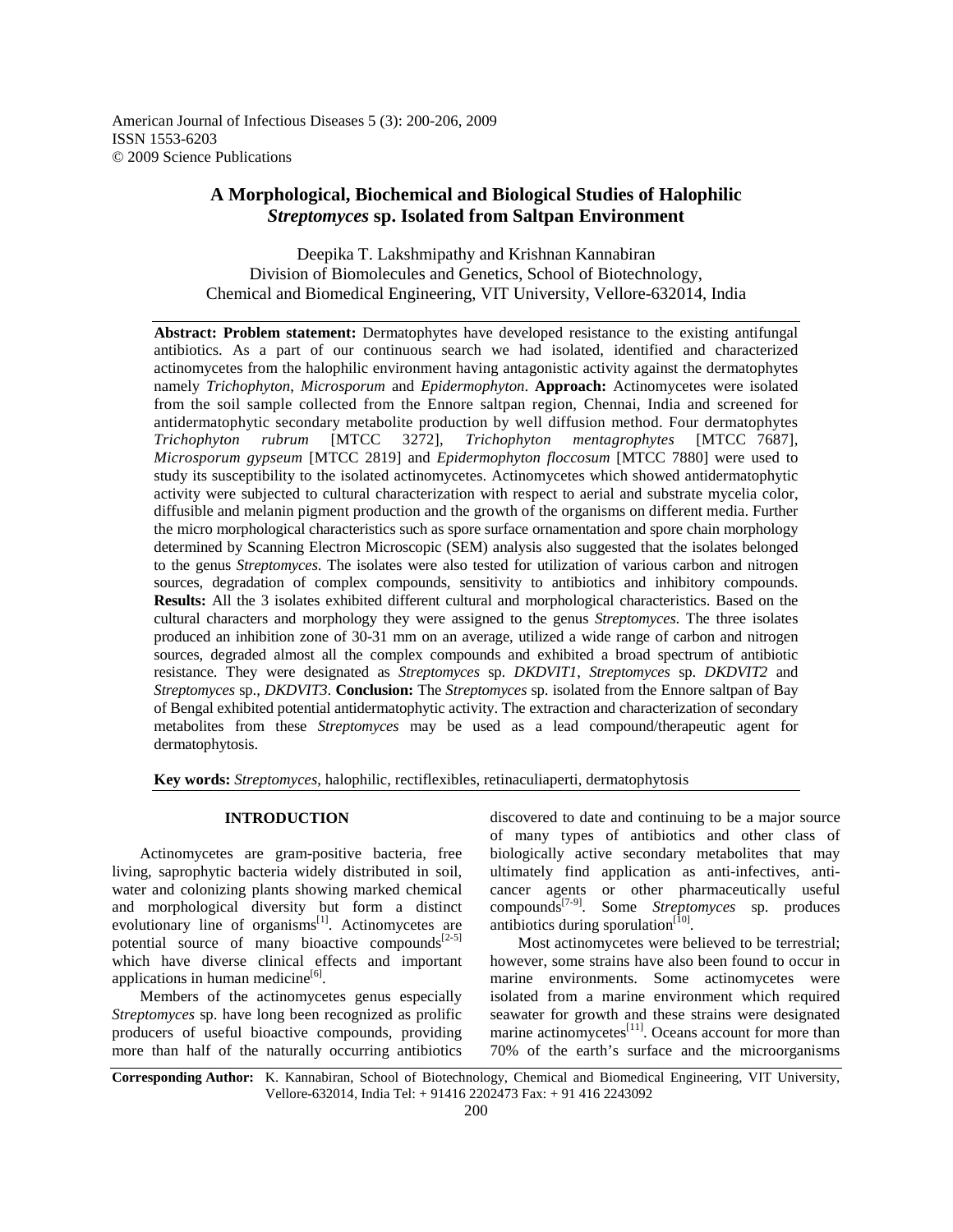American Journal of Infectious Diseases 5 (3): 200-206, 2009
ISSN 1553-6203
© 2009 Science Publications

# A Morphological, Biochemical and Biological Studies of Halophilic *Streptomyces* sp. Isolated from Saltpan Environment

Deepika T. Lakshmipathy and Krishnan Kannabiran
Division of Biomolecules and Genetics, School of Biotechnology,
Chemical and Biomedical Engineering, VIT University, Vellore-632014, India

**Abstract: Problem statement:** Dermatophytes have developed resistance to the existing antifungal antibiotics. As a part of our continuous search we had isolated, identified and characterized actinomycetes from the halophilic environment having antagonistic activity against the dermatophytes namely *Trichophyton*, *Microsporum* and *Epidermophyton*. **Approach:** Actinomycetes were isolated from the soil sample collected from the Ennore saltpan region, Chennai, India and screened for antidermatophytic secondary metabolite production by well diffusion method. Four dermatophytes *Trichophyton rubrum* [MTCC 3272], *Trichophyton mentagrophytes* [MTCC 7687], *Microsporum gypseum* [MTCC 2819] and *Epidermophyton floccosum* [MTCC 7880] were used to study its susceptibility to the isolated actinomycetes. Actinomycetes which showed antidermatophytic activity were subjected to cultural characterization with respect to aerial and substrate mycelia color, diffusible and melanin pigment production and the growth of the organisms on different media. Further the micro morphological characteristics such as spore surface ornamentation and spore chain morphology determined by Scanning Electron Microscopic (SEM) analysis also suggested that the isolates belonged to the genus *Streptomyces*. The isolates were also tested for utilization of various carbon and nitrogen sources, degradation of complex compounds, sensitivity to antibiotics and inhibitory compounds. **Results:** All the 3 isolates exhibited different cultural and morphological characteristics. Based on the cultural characters and morphology they were assigned to the genus *Streptomyces*. The three isolates produced an inhibition zone of 30-31 mm on an average, utilized a wide range of carbon and nitrogen sources, degraded almost all the complex compounds and exhibited a broad spectrum of antibiotic resistance. They were designated as *Streptomyces* sp. *DKDVIT1*, *Streptomyces* sp. *DKDVIT2* and *Streptomyces* sp., *DKDVIT3*. **Conclusion:** The *Streptomyces* sp. isolated from the Ennore saltpan of Bay of Bengal exhibited potential antidermatophytic activity. The extraction and characterization of secondary metabolites from these *Streptomyces* may be used as a lead compound/therapeutic agent for dermatophytosis.

**Key words:** *Streptomyces*, halophilic, rectiflexibles, retinaculiaperti, dermatophytosis

## INTRODUCTION

Actinomycetes are gram-positive bacteria, free living, saprophytic bacteria widely distributed in soil, water and colonizing plants showing marked chemical and morphological diversity but form a distinct evolutionary line of organisms[1]. Actinomycetes are potential source of many bioactive compounds[2-5] which have diverse clinical effects and important applications in human medicine[6].

Members of the actinomycetes genus especially *Streptomyces* sp. have long been recognized as prolific producers of useful bioactive compounds, providing more than half of the naturally occurring antibiotics discovered to date and continuing to be a major source of many types of antibiotics and other class of biologically active secondary metabolites that may ultimately find application as anti-infectives, anti-cancer agents or other pharmaceutically useful compounds[7-9]. Some *Streptomyces* sp. produces antibiotics during sporulation[10].

Most actinomycetes were believed to be terrestrial; however, some strains have also been found to occur in marine environments. Some actinomycetes were isolated from a marine environment which required seawater for growth and these strains were designated marine actinomycetes[11]. Oceans account for more than 70% of the earth's surface and the microorganisms

**Corresponding Author:** K. Kannabiran, School of Biotechnology, Chemical and Biomedical Engineering, VIT University, Vellore-632014, India Tel: + 91416 2202473 Fax: + 91 416 2243092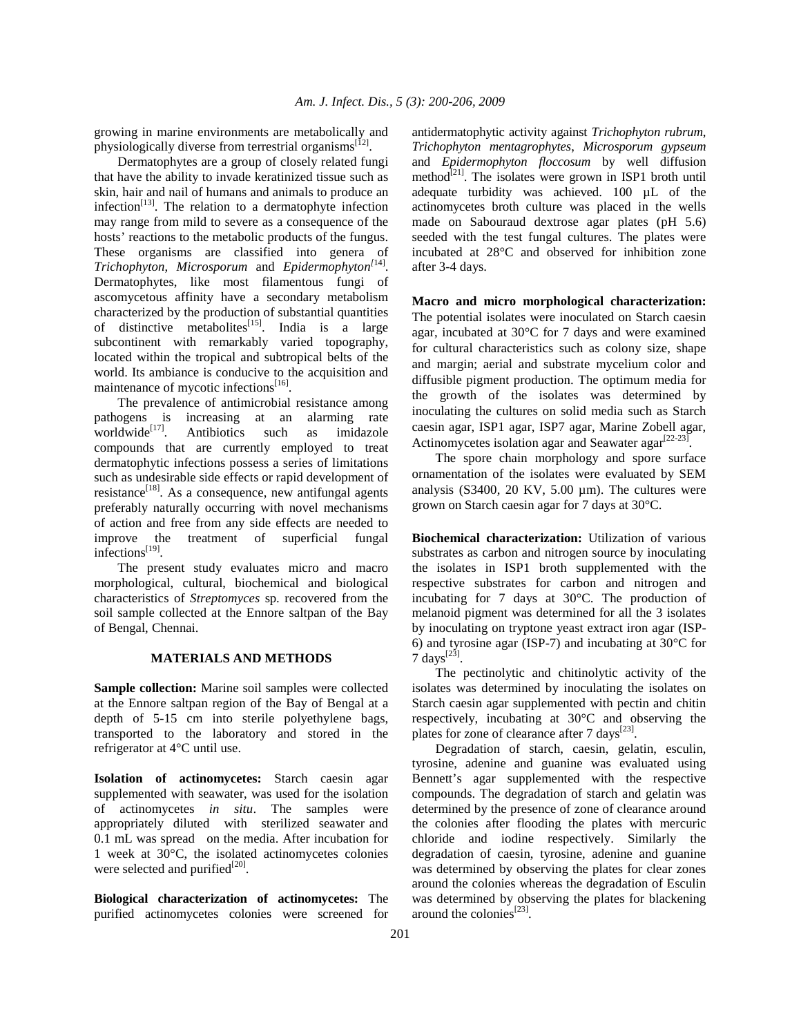growing in marine environments are metabolically and physiologically diverse from terrestrial organisms[12].

Dermatophytes are a group of closely related fungi that have the ability to invade keratinized tissue such as skin, hair and nail of humans and animals to produce an infection[13]. The relation to a dermatophyte infection may range from mild to severe as a consequence of the hosts' reactions to the metabolic products of the fungus. These organisms are classified into genera of *Trichophyton*, *Microsporum* and *Epidermophyton*[14]. Dermatophytes, like most filamentous fungi of ascomycetous affinity have a secondary metabolism characterized by the production of substantial quantities of distinctive metabolites[15]. India is a large subcontinent with remarkably varied topography, located within the tropical and subtropical belts of the world. Its ambiance is conducive to the acquisition and maintenance of mycotic infections[16].

The prevalence of antimicrobial resistance among pathogens is increasing at an alarming rate worldwide[17]. Antibiotics such as imidazole compounds that are currently employed to treat dermatophytic infections possess a series of limitations such as undesirable side effects or rapid development of resistance[18]. As a consequence, new antifungal agents preferably naturally occurring with novel mechanisms of action and free from any side effects are needed to improve the treatment of superficial fungal infections[19].

The present study evaluates micro and macro morphological, cultural, biochemical and biological characteristics of *Streptomyces* sp. recovered from the soil sample collected at the Ennore saltpan of the Bay of Bengal, Chennai.

## MATERIALS AND METHODS

**Sample collection:** Marine soil samples were collected at the Ennore saltpan region of the Bay of Bengal at a depth of 5-15 cm into sterile polyethylene bags, transported to the laboratory and stored in the refrigerator at 4°C until use.

**Isolation of actinomycetes:** Starch caesin agar supplemented with seawater, was used for the isolation of actinomycetes *in situ*. The samples were appropriately diluted with sterilized seawater and 0.1 mL was spread on the media. After incubation for 1 week at 30°C, the isolated actinomycetes colonies were selected and purified[20].

**Biological characterization of actinomycetes:** The purified actinomycetes colonies were screened for antidermatophytic activity against *Trichophyton rubrum*, *Trichophyton mentagrophytes*, *Microsporum gypseum* and *Epidermophyton floccosum* by well diffusion method[21]. The isolates were grown in ISP1 broth until adequate turbidity was achieved. 100 µL of the actinomycetes broth culture was placed in the wells made on Sabouraud dextrose agar plates (pH 5.6) seeded with the test fungal cultures. The plates were incubated at 28°C and observed for inhibition zone after 3-4 days.

**Macro and micro morphological characterization:** The potential isolates were inoculated on Starch caesin agar, incubated at 30°C for 7 days and were examined for cultural characteristics such as colony size, shape and margin; aerial and substrate mycelium color and diffusible pigment production. The optimum media for the growth of the isolates was determined by inoculating the cultures on solid media such as Starch caesin agar, ISP1 agar, ISP7 agar, Marine Zobell agar, Actinomycetes isolation agar and Seawater agar[22-23].

The spore chain morphology and spore surface ornamentation of the isolates were evaluated by SEM analysis (S3400, 20 KV, 5.00 µm). The cultures were grown on Starch caesin agar for 7 days at 30°C.

**Biochemical characterization:** Utilization of various substrates as carbon and nitrogen source by inoculating the isolates in ISP1 broth supplemented with the respective substrates for carbon and nitrogen and incubating for 7 days at 30°C. The production of melanoid pigment was determined for all the 3 isolates by inoculating on tryptone yeast extract iron agar (ISP-6) and tyrosine agar (ISP-7) and incubating at 30°C for 7 days[23].

The pectinolytic and chitinolytic activity of the isolates was determined by inoculating the isolates on Starch caesin agar supplemented with pectin and chitin respectively, incubating at 30°C and observing the plates for zone of clearance after 7 days[23].

Degradation of starch, caesin, gelatin, esculin, tyrosine, adenine and guanine was evaluated using Bennett's agar supplemented with the respective compounds. The degradation of starch and gelatin was determined by the presence of zone of clearance around the colonies after flooding the plates with mercuric chloride and iodine respectively. Similarly the degradation of caesin, tyrosine, adenine and guanine was determined by observing the plates for clear zones around the colonies whereas the degradation of Esculin was determined by observing the plates for blackening around the colonies[23].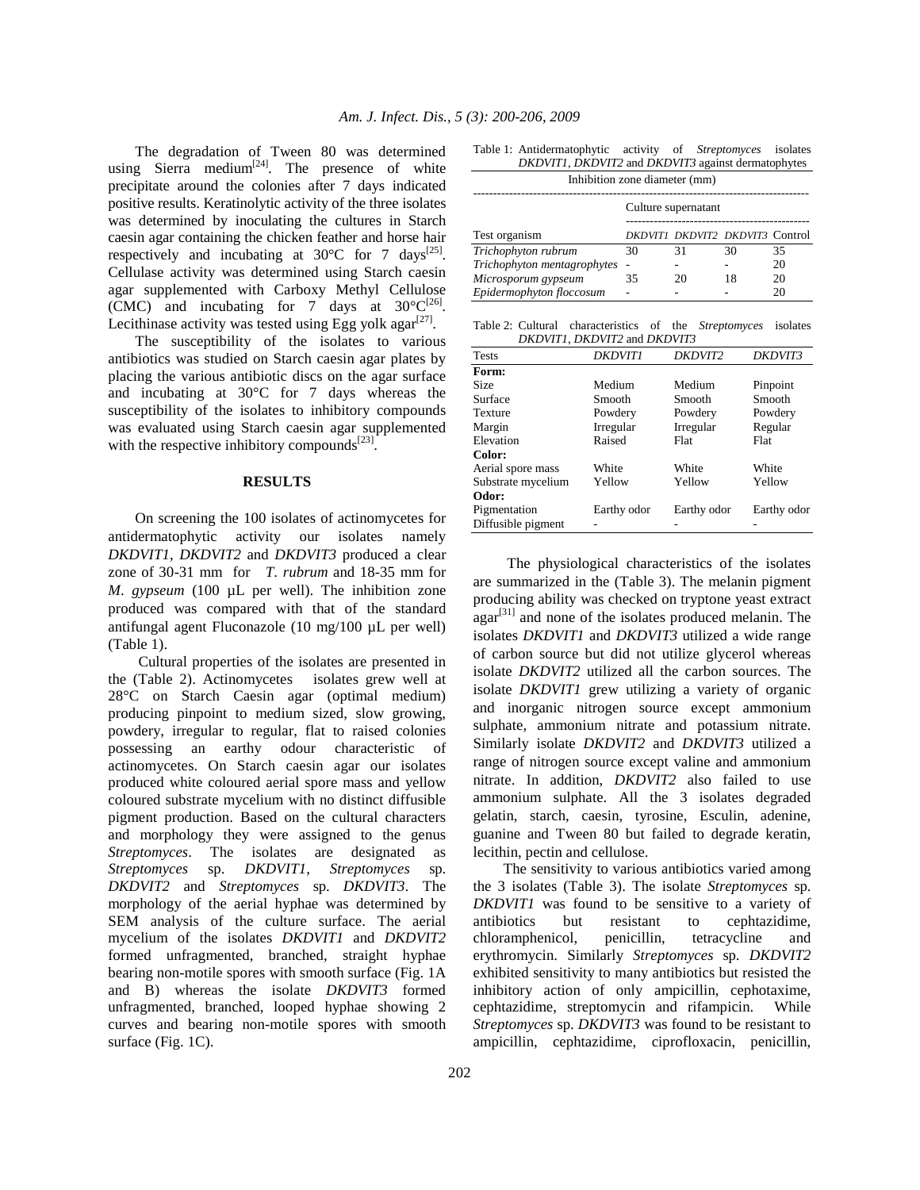The degradation of Tween 80 was determined using Sierra medium[24]. The presence of white precipitate around the colonies after 7 days indicated positive results. Keratinolytic activity of the three isolates was determined by inoculating the cultures in Starch caesin agar containing the chicken feather and horse hair respectively and incubating at 30°C for 7 days[25]. Cellulase activity was determined using Starch caesin agar supplemented with Carboxy Methyl Cellulose (CMC) and incubating for 7 days at 30°C[26]. Lecithinase activity was tested using Egg yolk agar[27].

The susceptibility of the isolates to various antibiotics was studied on Starch caesin agar plates by placing the various antibiotic discs on the agar surface and incubating at 30°C for 7 days whereas the susceptibility of the isolates to inhibitory compounds was evaluated using Starch caesin agar supplemented with the respective inhibitory compounds[23].

## RESULTS

On screening the 100 isolates of actinomycetes for antidermatophytic activity our isolates namely *DKDVIT1*, *DKDVIT2* and *DKDVIT3* produced a clear zone of 30-31 mm for *T. rubrum* and 18-35 mm for *M. gypseum* (100 µL per well). The inhibition zone produced was compared with that of the standard antifungal agent Fluconazole (10 mg/100 µL per well) (Table 1).

Cultural properties of the isolates are presented in the (Table 2). Actinomycetes isolates grew well at 28°C on Starch Caesin agar (optimal medium) producing pinpoint to medium sized, slow growing, powdery, irregular to regular, flat to raised colonies possessing an earthy odour characteristic of actinomycetes. On Starch caesin agar our isolates produced white coloured aerial spore mass and yellow coloured substrate mycelium with no distinct diffusible pigment production. Based on the cultural characters and morphology they were assigned to the genus *Streptomyces*. The isolates are designated as *Streptomyces* sp. *DKDVIT1*, *Streptomyces* sp. *DKDVIT2* and *Streptomyces* sp. *DKDVIT3*. The morphology of the aerial hyphae was determined by SEM analysis of the culture surface. The aerial mycelium of the isolates *DKDVIT1* and *DKDVIT2* formed unfragmented, branched, straight hyphae bearing non-motile spores with smooth surface (Fig. 1A and B) whereas the isolate *DKDVIT3* formed unfragmented, branched, looped hyphae showing 2 curves and bearing non-motile spores with smooth surface (Fig. 1C).

Table 1: Antidermatophytic activity of *Streptomyces* isolates *DKDVIT1*, *DKDVIT2* and *DKDVIT3* against dermatophytes

| | Inhibition zone diameter (mm) | | | |
|---|---|---|---|---|
| | Culture supernatant | | | |
| Test organism | *DKDVIT1* | *DKDVIT2* | *DKDVIT3* | Control |
| *Trichophyton rubrum* | 30 | 31 | 30 | 35 |
| *Trichophyton mentagrophytes* | - | - | - | 20 |
| *Microsporum gypseum* | 35 | 20 | 18 | 20 |
| *Epidermophyton floccosum* | - | - | - | 20 |

Table 2: Cultural characteristics of the *Streptomyces* isolates *DKDVIT1*, *DKDVIT2* and *DKDVIT3*

| Tests | *DKDVIT1* | *DKDVIT2* | *DKDVIT3* |
|---|---|---|---|
| **Form:** | | | |
| Size | Medium | Medium | Pinpoint |
| Surface | Smooth | Smooth | Smooth |
| Texture | Powdery | Powdery | Powdery |
| Margin | Irregular | Irregular | Regular |
| Elevation | Raised | Flat | Flat |
| **Color:** | | | |
| Aerial spore mass | White | White | White |
| Substrate mycelium | Yellow | Yellow | Yellow |
| **Odor:** | | | |
| Pigmentation | Earthy odor | Earthy odor | Earthy odor |
| Diffusible pigment | - | - | - |

The physiological characteristics of the isolates are summarized in the (Table 3). The melanin pigment producing ability was checked on tryptone yeast extract agar[31] and none of the isolates produced melanin. The isolates *DKDVIT1* and *DKDVIT3* utilized a wide range of carbon source but did not utilize glycerol whereas isolate *DKDVIT2* utilized all the carbon sources. The isolate *DKDVIT1* grew utilizing a variety of organic and inorganic nitrogen source except ammonium sulphate, ammonium nitrate and potassium nitrate. Similarly isolate *DKDVIT2* and *DKDVIT3* utilized a range of nitrogen source except valine and ammonium nitrate. In addition, *DKDVIT2* also failed to use ammonium sulphate. All the 3 isolates degraded gelatin, starch, caesin, tyrosine, Esculin, adenine, guanine and Tween 80 but failed to degrade keratin, lecithin, pectin and cellulose.

The sensitivity to various antibiotics varied among the 3 isolates (Table 3). The isolate *Streptomyces* sp. *DKDVIT1* was found to be sensitive to a variety of antibiotics but resistant to cephtazidime, chloramphenicol, penicillin, tetracycline and erythromycin. Similarly *Streptomyces* sp. *DKDVIT2* exhibited sensitivity to many antibiotics but resisted the inhibitory action of only ampicillin, cephotaxime, cephtazidime, streptomycin and rifampicin. While *Streptomyces* sp. *DKDVIT3* was found to be resistant to ampicillin, cephtazidime, ciprofloxacin, penicillin,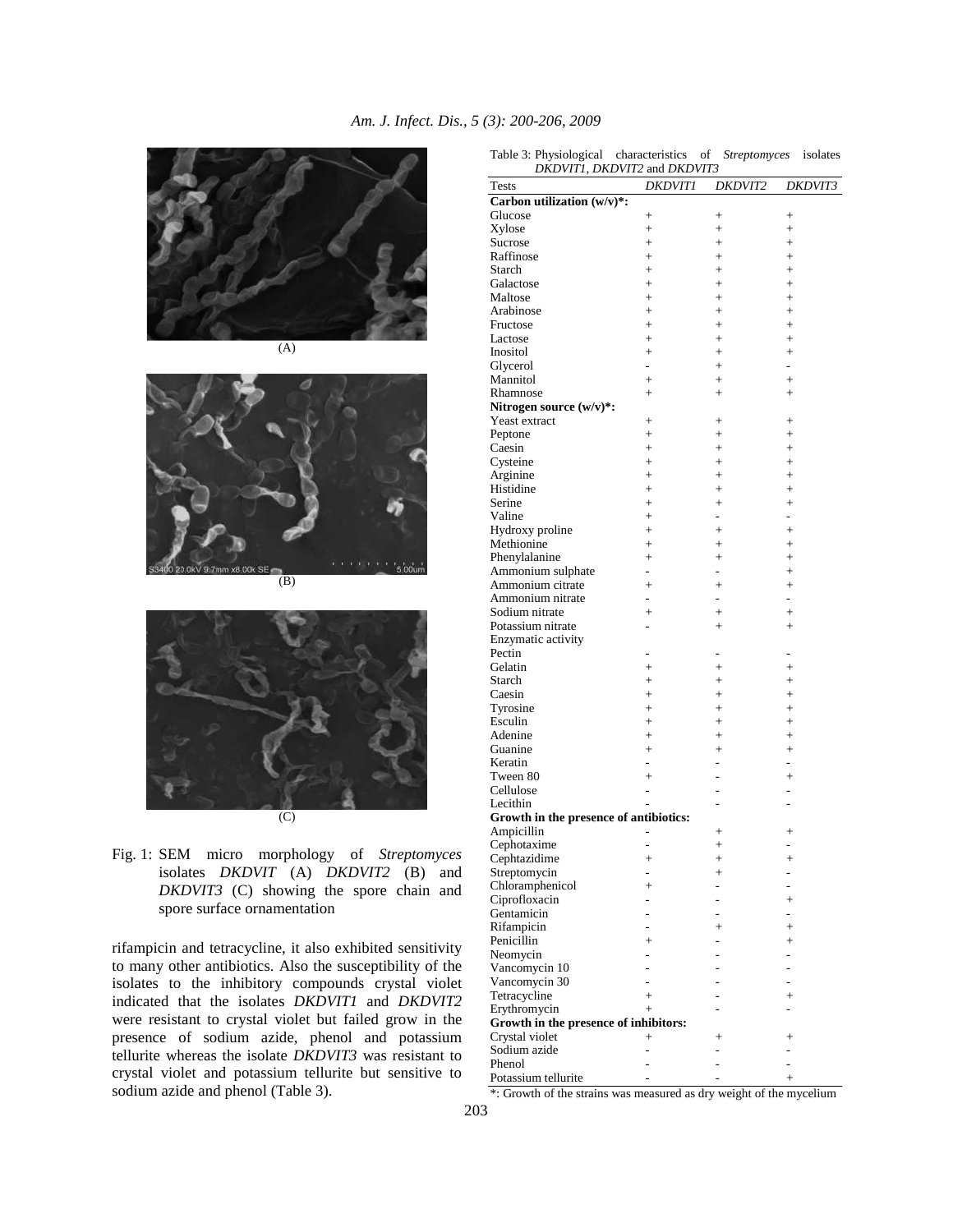Fig. 1: SEM micro morphology of *Streptomyces* isolates *DKDVIT* (A) *DKDVIT2* (B) and *DKDVIT3* (C) showing the spore chain and spore surface ornamentation

rifampicin and tetracycline, it also exhibited sensitivity to many other antibiotics. Also the susceptibility of the isolates to the inhibitory compounds crystal violet indicated that the isolates *DKDVIT1* and *DKDVIT2* were resistant to crystal violet but failed grow in the presence of sodium azide, phenol and potassium tellurite whereas the isolate *DKDVIT3* was resistant to crystal violet and potassium tellurite but sensitive to sodium azide and phenol (Table 3).

Table 3: Physiological characteristics of *Streptomyces* isolates *DKDVIT1*, *DKDVIT2* and *DKDVIT3*

| Tests | *DKDVIT1* | *DKDVIT2* | *DKDVIT3* |
|---|---|---|---|
| **Carbon utilization (w/v)*:** | | | |
| Glucose | + | + | + |
| Xylose | + | + | + |
| Sucrose | + | + | + |
| Raffinose | + | + | + |
| Starch | + | + | + |
| Galactose | + | + | + |
| Maltose | + | + | + |
| Arabinose | + | + | + |
| Fructose | + | + | + |
| Lactose | + | + | + |
| Inositol | + | + | + |
| Glycerol | - | + | - |
| Mannitol | + | + | + |
| Rhamnose | + | + | + |
| **Nitrogen source (w/v)*:** | | | |
| Yeast extract | + | + | + |
| Peptone | + | + | + |
| Caesin | + | + | + |
| Cysteine | + | + | + |
| Arginine | + | + | + |
| Histidine | + | + | + |
| Serine | + | + | + |
| Valine | + | - | - |
| Hydroxy proline | + | + | + |
| Methionine | + | + | + |
| Phenylalanine | + | + | + |
| Ammonium sulphate | - | - | + |
| Ammonium citrate | + | + | + |
| Ammonium nitrate | - | - | - |
| Sodium nitrate | + | + | + |
| Potassium nitrate | - | + | + |
| Enzymatic activity | | | |
| Pectin | - | - | - |
| Gelatin | + | + | + |
| Starch | + | + | + |
| Caesin | + | + | + |
| Tyrosine | + | + | + |
| Esculin | + | + | + |
| Adenine | + | + | + |
| Guanine | + | + | + |
| Keratin | - | - | - |
| Tween 80 | + | - | + |
| Cellulose | - | - | - |
| Lecithin | - | - | - |
| **Growth in the presence of antibiotics:** | | | |
| Ampicillin | - | + | + |
| Cephotaxime | - | + | - |
| Cephtazidime | + | + | + |
| Streptomycin | - | + | - |
| Chloramphenicol | + | - | - |
| Ciprofloxacin | - | - | + |
| Gentamicin | - | - | - |
| Rifampicin | - | + | + |
| Penicillin | + | - | + |
| Neomycin | - | - | - |
| Vancomycin 10 | - | - | - |
| Vancomycin 30 | - | - | - |
| Tetracycline | + | - | + |
| Erythromycin | + | - | - |
| **Growth in the presence of inhibitors:** | | | |
| Crystal violet | + | + | + |
| Sodium azide | - | - | - |
| Phenol | - | - | - |
| Potassium tellurite | - | - | + |

*: Growth of the strains was measured as dry weight of the mycelium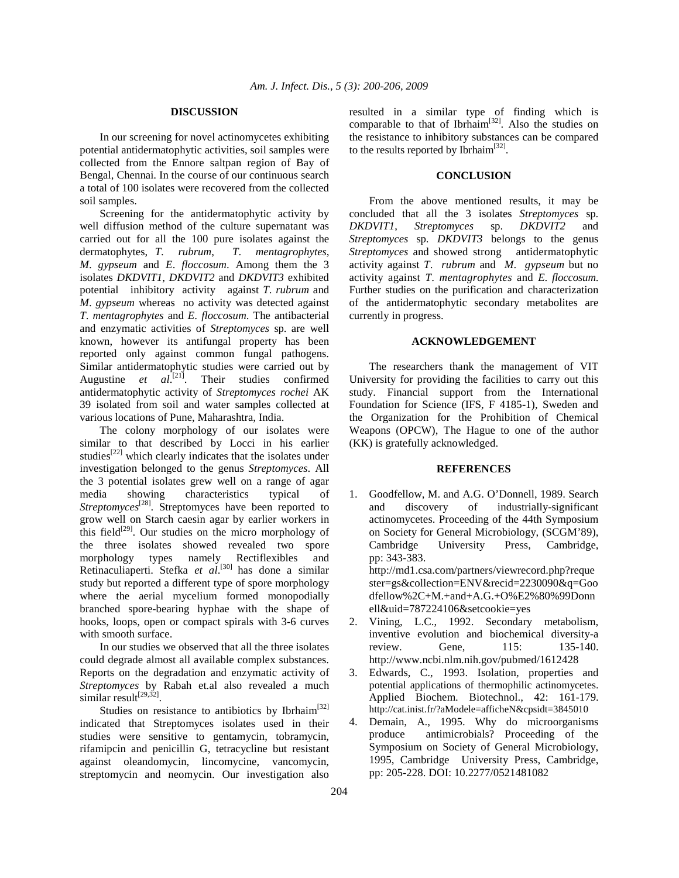## DISCUSSION

In our screening for novel actinomycetes exhibiting potential antidermatophytic activities, soil samples were collected from the Ennore saltpan region of Bay of Bengal, Chennai. In the course of our continuous search a total of 100 isolates were recovered from the collected soil samples.

Screening for the antidermatophytic activity by well diffusion method of the culture supernatant was carried out for all the 100 pure isolates against the dermatophytes, *T. rubrum*, *T. mentagrophytes*, *M. gypseum* and *E. floccosum*. Among them the 3 isolates *DKDVIT1*, *DKDVIT2* and *DKDVIT3* exhibited potential inhibitory activity against *T. rubrum* and *M. gypseum* whereas no activity was detected against *T. mentagrophytes* and *E. floccosum*. The antibacterial and enzymatic activities of *Streptomyces* sp. are well known, however its antifungal property has been reported only against common fungal pathogens. Similar antidermatophytic studies were carried out by Augustine *et al*.[21]. Their studies confirmed antidermatophytic activity of *Streptomyces rochei* AK 39 isolated from soil and water samples collected at various locations of Pune, Maharashtra, India.

The colony morphology of our isolates were similar to that described by Locci in his earlier studies[22] which clearly indicates that the isolates under investigation belonged to the genus *Streptomyces*. All the 3 potential isolates grew well on a range of agar media showing characteristics typical of *Streptomyces*[28]. Streptomyces have been reported to grow well on Starch caesin agar by earlier workers in this field[29]. Our studies on the micro morphology of the three isolates showed revealed two spore morphology types namely Rectiflexibles and Retinaculiaperti. Stefka *et al*.[30] has done a similar study but reported a different type of spore morphology where the aerial mycelium formed monopodially branched spore-bearing hyphae with the shape of hooks, loops, open or compact spirals with 3-6 curves with smooth surface.

In our studies we observed that all the three isolates could degrade almost all available complex substances. Reports on the degradation and enzymatic activity of *Streptomyces* by Rabah et.al also revealed a much similar result[29,32].

Studies on resistance to antibiotics by Ibrhaim[32] indicated that Streptomyces isolates used in their studies were sensitive to gentamycin, tobramycin, rifamipcin and penicillin G, tetracycline but resistant against oleandomycin, lincomycine, vancomycin, streptomycin and neomycin. Our investigation also resulted in a similar type of finding which is comparable to that of Ibrhaim[32]. Also the studies on the resistance to inhibitory substances can be compared to the results reported by Ibrhaim[32].

## CONCLUSION

From the above mentioned results, it may be concluded that all the 3 isolates *Streptomyces* sp. *DKDVIT1*, *Streptomyces* sp. *DKDVIT2* and *Streptomyces* sp. *DKDVIT3* belongs to the genus *Streptomyces* and showed strong antidermatophytic activity against *T. rubrum* and *M. gypseum* but no activity against *T. mentagrophytes* and *E. floccosum.* Further studies on the purification and characterization of the antidermatophytic secondary metabolites are currently in progress.

## ACKNOWLEDGEMENT

The researchers thank the management of VIT University for providing the facilities to carry out this study. Financial support from the International Foundation for Science (IFS, F 4185-1), Sweden and the Organization for the Prohibition of Chemical Weapons (OPCW), The Hague to one of the author (KK) is gratefully acknowledged.

## REFERENCES

1. Goodfellow, M. and A.G. O'Donnell, 1989. Search and discovery of industrially-significant actinomycetes. Proceeding of the 44th Symposium on Society for General Microbiology, (SCGM'89), Cambridge University Press, Cambridge, pp: 343-383. http://md1.csa.com/partners/viewrecord.php?requester=gs&collection=ENV&recid=2230090&q=Goodfellow%2C+M.+and+A.G.+O%E2%80%99Donnell&uid=787224106&setcookie=yes
2. Vining, L.C., 1992. Secondary metabolism, inventive evolution and biochemical diversity-a review. Gene, 115: 135-140. http://www.ncbi.nlm.nih.gov/pubmed/1612428
3. Edwards, C., 1993. Isolation, properties and potential applications of thermophilic actinomycetes. Applied Biochem. Biotechnol., 42: 161-179. http://cat.inist.fr/?aModele=afficheN&cpsidt=3845010
4. Demain, A., 1995. Why do microorganisms produce antimicrobials? Proceeding of the Symposium on Society of General Microbiology, 1995, Cambridge University Press, Cambridge, pp: 205-228. DOI: 10.2277/0521481082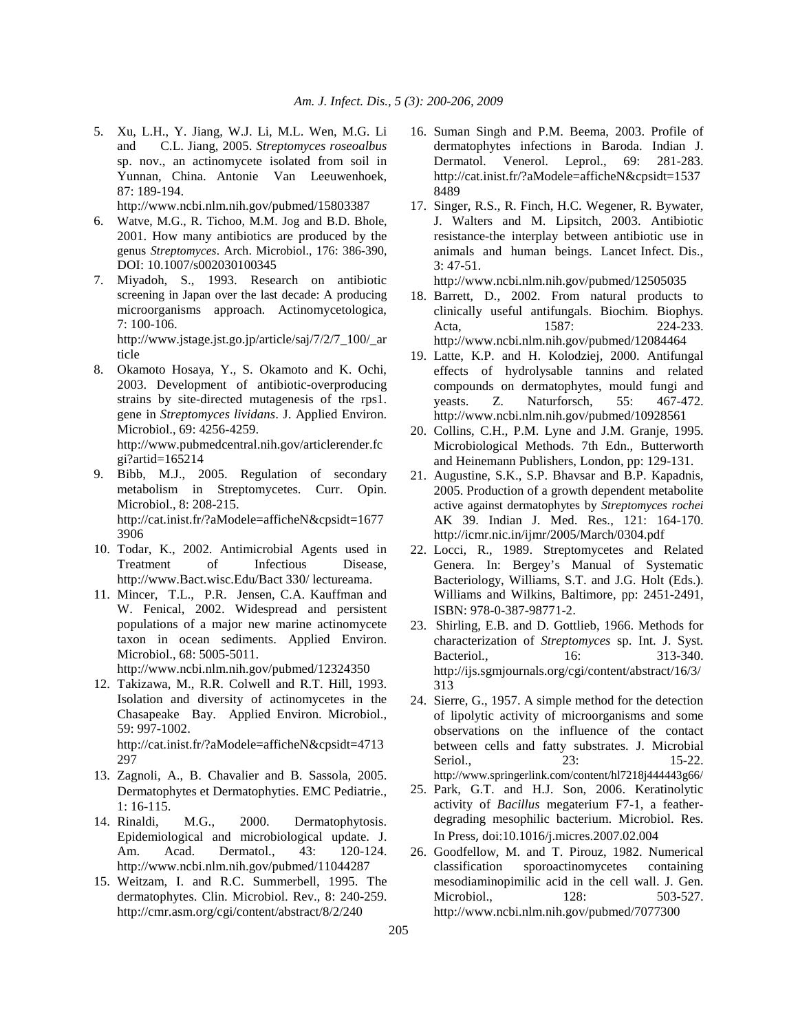5. Xu, L.H., Y. Jiang, W.J. Li, M.L. Wen, M.G. Li and C.L. Jiang, 2005. *Streptomyces roseoalbus* sp. nov., an actinomycete isolated from soil in Yunnan, China. Antonie Van Leeuwenhoek, 87: 189-194. http://www.ncbi.nlm.nih.gov/pubmed/15803387
6. Watve, M.G., R. Tichoo, M.M. Jog and B.D. Bhole, 2001. How many antibiotics are produced by the genus *Streptomyces*. Arch. Microbiol., 176: 386-390, DOI: 10.1007/s002030100345
7. Miyadoh, S., 1993. Research on antibiotic screening in Japan over the last decade: A producing microorganisms approach. Actinomycetologica, 7: 100-106. http://www.jstage.jst.go.jp/article/saj/7/2/7_100/_article
8. Okamoto Hosaya, Y., S. Okamoto and K. Ochi, 2003. Development of antibiotic-overproducing strains by site-directed mutagenesis of the rps1. gene in *Streptomyces lividans*. J. Applied Environ. Microbiol., 69: 4256-4259. http://www.pubmedcentral.nih.gov/articlerender.fcgi?artid=165214
9. Bibb, M.J., 2005. Regulation of secondary metabolism in Streptomycetes. Curr. Opin. Microbiol., 8: 208-215. http://cat.inist.fr/?aModele=afficheN&cpsidt=16773906
10. Todar, K., 2002. Antimicrobial Agents used in Treatment of Infectious Disease, http://www.Bact.wisc.Edu/Bact 330/ lectureama.
11. Mincer, T.L., P.R. Jensen, C.A. Kauffman and W. Fenical, 2002. Widespread and persistent populations of a major new marine actinomycete taxon in ocean sediments. Applied Environ. Microbiol., 68: 5005-5011. http://www.ncbi.nlm.nih.gov/pubmed/12324350
12. Takizawa, M., R.R. Colwell and R.T. Hill, 1993. Isolation and diversity of actinomycetes in the Chasapeake Bay. Applied Environ. Microbiol., 59: 997-1002. http://cat.inist.fr/?aModele=afficheN&cpsidt=4713297
13. Zagnoli, A., B. Chavalier and B. Sassola, 2005. Dermatophytes et Dermatophyties. EMC Pediatrie., 1: 16-115.
14. Rinaldi, M.G., 2000. Dermatophytosis. Epidemiological and microbiological update. J. Am. Acad. Dermatol., 43: 120-124. http://www.ncbi.nlm.nih.gov/pubmed/11044287
15. Weitzam, I. and R.C. Summerbell, 1995. The dermatophytes. Clin. Microbiol. Rev., 8: 240-259. http://cmr.asm.org/cgi/content/abstract/8/2/240
16. Suman Singh and P.M. Beema, 2003. Profile of dermatophytes infections in Baroda. Indian J. Dermatol. Venerol. Leprol., 69: 281-283. http://cat.inist.fr/?aModele=afficheN&cpsidt=15378489
17. Singer, R.S., R. Finch, H.C. Wegener, R. Bywater, J. Walters and M. Lipsitch, 2003. Antibiotic resistance-the interplay between antibiotic use in animals and human beings. Lancet Infect. Dis., 3: 47-51. http://www.ncbi.nlm.nih.gov/pubmed/12505035
18. Barrett, D., 2002. From natural products to clinically useful antifungals. Biochim. Biophys. Acta, 1587: 224-233. http://www.ncbi.nlm.nih.gov/pubmed/12084464
19. Latte, K.P. and H. Kolodziej, 2000. Antifungal effects of hydrolysable tannins and related compounds on dermatophytes, mould fungi and yeasts. Z. Naturforsch, 55: 467-472. http://www.ncbi.nlm.nih.gov/pubmed/10928561
20. Collins, C.H., P.M. Lyne and J.M. Granje, 1995. Microbiological Methods. 7th Edn., Butterworth and Heinemann Publishers, London, pp: 129-131.
21. Augustine, S.K., S.P. Bhavsar and B.P. Kapadnis, 2005. Production of a growth dependent metabolite active against dermatophytes by *Streptomyces rochei* AK 39. Indian J. Med. Res., 121: 164-170. http://icmr.nic.in/ijmr/2005/March/0304.pdf
22. Locci, R., 1989. Streptomycetes and Related Genera. In: Bergey's Manual of Systematic Bacteriology, Williams, S.T. and J.G. Holt (Eds.). Williams and Wilkins, Baltimore, pp: 2451-2491, ISBN: 978-0-387-98771-2.
23. Shirling, E.B. and D. Gottlieb, 1966. Methods for characterization of *Streptomyces* sp. Int. J. Syst. Bacteriol., 16: 313-340. http://ijs.sgmjournals.org/cgi/content/abstract/16/3/313
24. Sierre, G., 1957. A simple method for the detection of lipolytic activity of microorganisms and some observations on the influence of the contact between cells and fatty substrates. J. Microbial Seriol., 23: 15-22. http://www.springerlink.com/content/hl7218j444443g66/
25. Park, G.T. and H.J. Son, 2006. Keratinolytic activity of *Bacillus* megaterium F7-1, a feather-degrading mesophilic bacterium. Microbiol. Res. In Press, doi:10.1016/j.micres.2007.02.004
26. Goodfellow, M. and T. Pirouz, 1982. Numerical classification sporoactinomycetes containing mesodiaminopimilic acid in the cell wall. J. Gen. Microbiol., 128: 503-527. http://www.ncbi.nlm.nih.gov/pubmed/7077300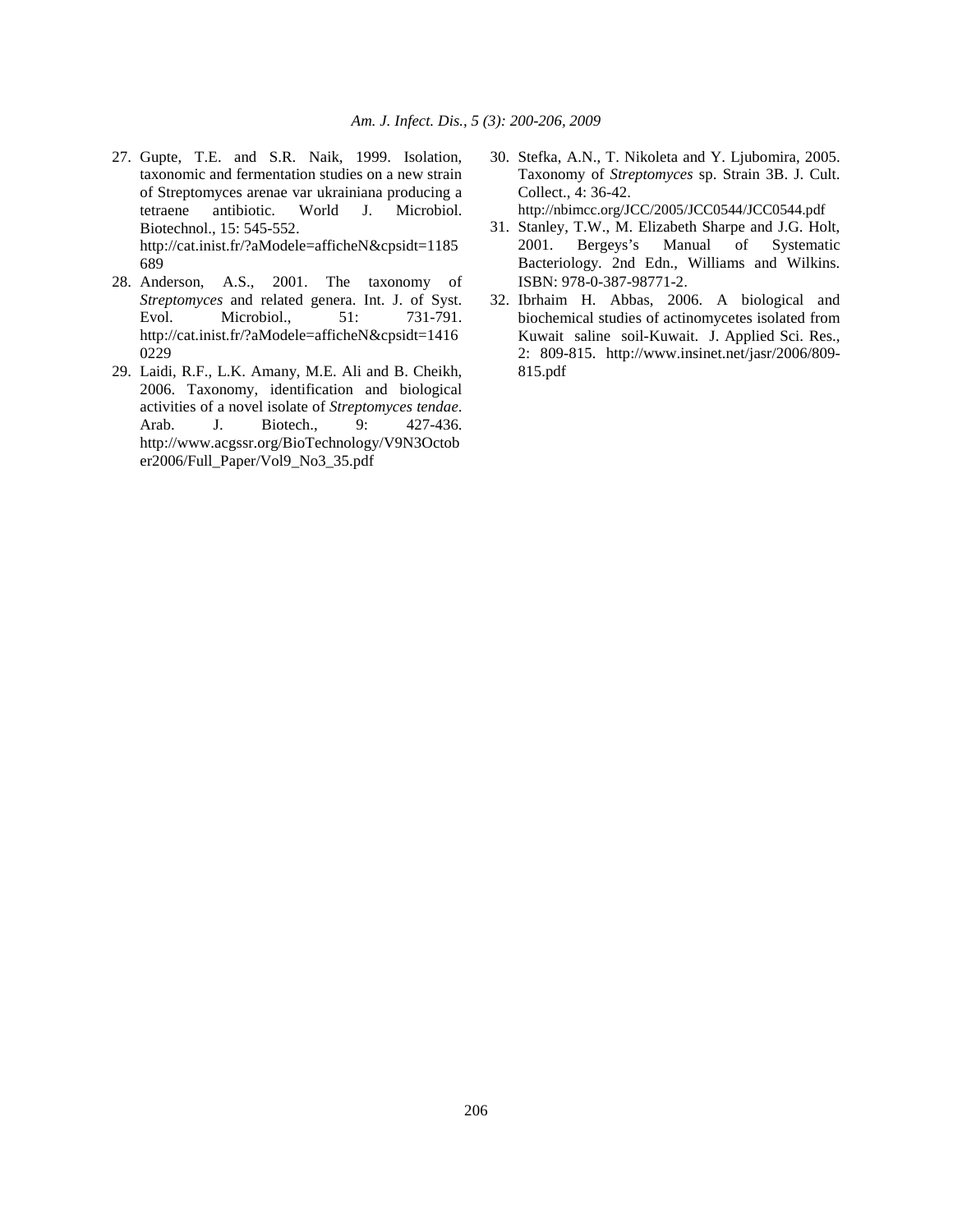27. Gupte, T.E. and S.R. Naik, 1999. Isolation, taxonomic and fermentation studies on a new strain of Streptomyces arenae var ukrainiana producing a tetraene antibiotic. World J. Microbiol. Biotechnol., 15: 545-552. http://cat.inist.fr/?aModele=afficheN&cpsidt=1185689
28. Anderson, A.S., 2001. The taxonomy of *Streptomyces* and related genera. Int. J. of Syst. Evol. Microbiol., 51: 731-791. http://cat.inist.fr/?aModele=afficheN&cpsidt=14160229
29. Laidi, R.F., L.K. Amany, M.E. Ali and B. Cheikh, 2006. Taxonomy, identification and biological activities of a novel isolate of *Streptomyces tendae*. Arab. J. Biotech., 9: 427-436. http://www.acgssr.org/BioTechnology/V9N3October2006/Full_Paper/Vol9_No3_35.pdf
30. Stefka, A.N., T. Nikoleta and Y. Ljubomira, 2005. Taxonomy of *Streptomyces* sp. Strain 3B. J. Cult. Collect., 4: 36-42. http://nbimcc.org/JCC/2005/JCC0544/JCC0544.pdf
31. Stanley, T.W., M. Elizabeth Sharpe and J.G. Holt, 2001. Bergeys's Manual of Systematic Bacteriology. 2nd Edn., Williams and Wilkins. ISBN: 978-0-387-98771-2.
32. Ibrhaim H. Abbas, 2006. A biological and biochemical studies of actinomycetes isolated from Kuwait saline soil-Kuwait. J. Applied Sci. Res., 2: 809-815. http://www.insinet.net/jasr/2006/809-815.pdf